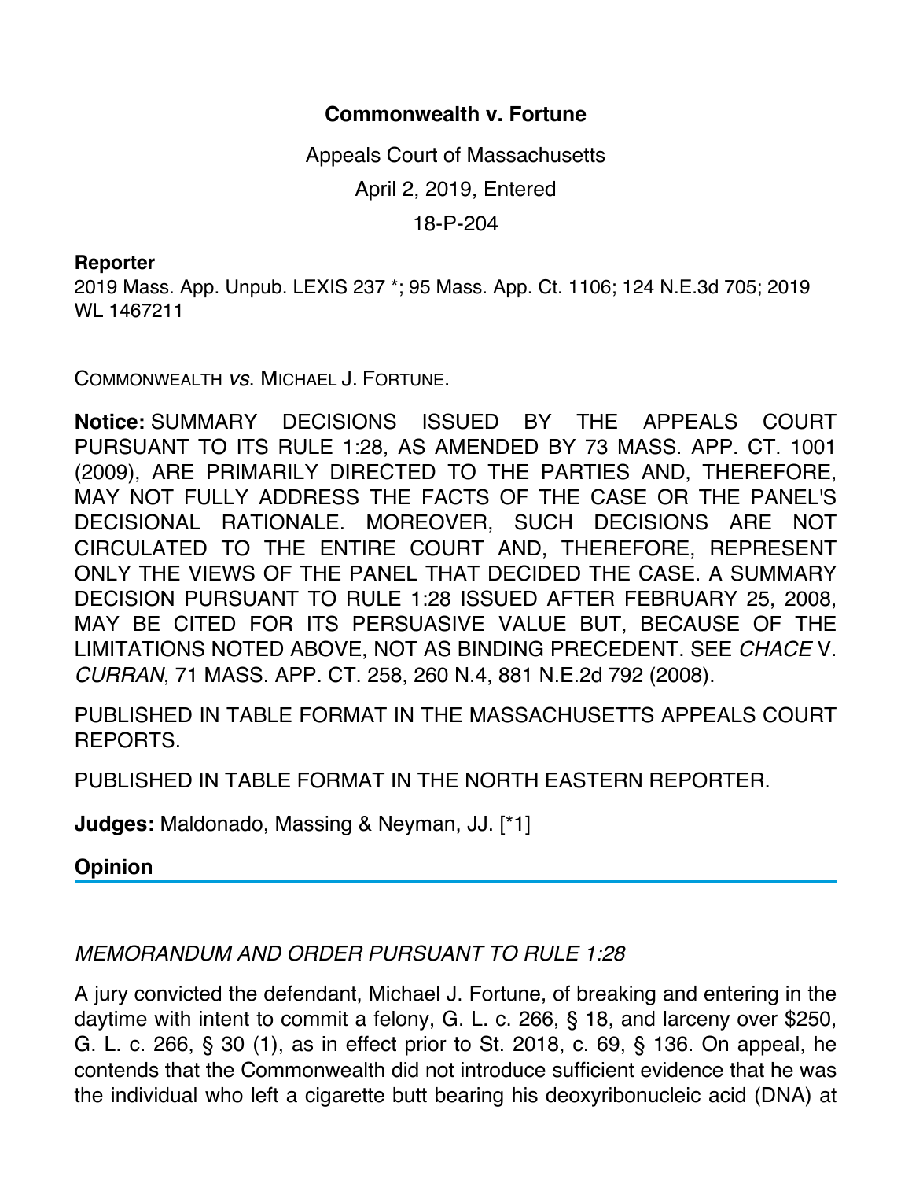# Commonwealth v. Fortune

Appeals Court of Massachusetts

April 2, 2019, Entered

18-P-204

**Reporter**

2019 Mass. App. Unpub. LEXIS 237 *; 95 Mass. App. Ct. 1106; 124 N.E.3d 705; 2019 WL 1467211

COMMONWEALTH *vs.* MICHAEL J. FORTUNE.

**Notice:** SUMMARY DECISIONS ISSUED BY THE APPEALS COURT PURSUANT TO ITS RULE 1:28, AS AMENDED BY 73 MASS. APP. CT. 1001 (2009), ARE PRIMARILY DIRECTED TO THE PARTIES AND, THEREFORE, MAY NOT FULLY ADDRESS THE FACTS OF THE CASE OR THE PANEL'S DECISIONAL RATIONALE. MOREOVER, SUCH DECISIONS ARE NOT CIRCULATED TO THE ENTIRE COURT AND, THEREFORE, REPRESENT ONLY THE VIEWS OF THE PANEL THAT DECIDED THE CASE. A SUMMARY DECISION PURSUANT TO RULE 1:28 ISSUED AFTER FEBRUARY 25, 2008, MAY BE CITED FOR ITS PERSUASIVE VALUE BUT, BECAUSE OF THE LIMITATIONS NOTED ABOVE, NOT AS BINDING PRECEDENT. SEE *CHACE* V. *CURRAN*, 71 MASS. APP. CT. 258, 260 N.4, 881 N.E.2d 792 (2008).

PUBLISHED IN TABLE FORMAT IN THE MASSACHUSETTS APPEALS COURT REPORTS.

PUBLISHED IN TABLE FORMAT IN THE NORTH EASTERN REPORTER.

**Judges:** Maldonado, Massing & Neyman, JJ. [*1]

## Opinion

*MEMORANDUM AND ORDER PURSUANT TO RULE 1:28*

A jury convicted the defendant, Michael J. Fortune, of breaking and entering in the daytime with intent to commit a felony, G. L. c. 266, § 18, and larceny over $250, G. L. c. 266, § 30 (1), as in effect prior to St. 2018, c. 69, § 136. On appeal, he contends that the Commonwealth did not introduce sufficient evidence that he was the individual who left a cigarette butt bearing his deoxyribonucleic acid (DNA) at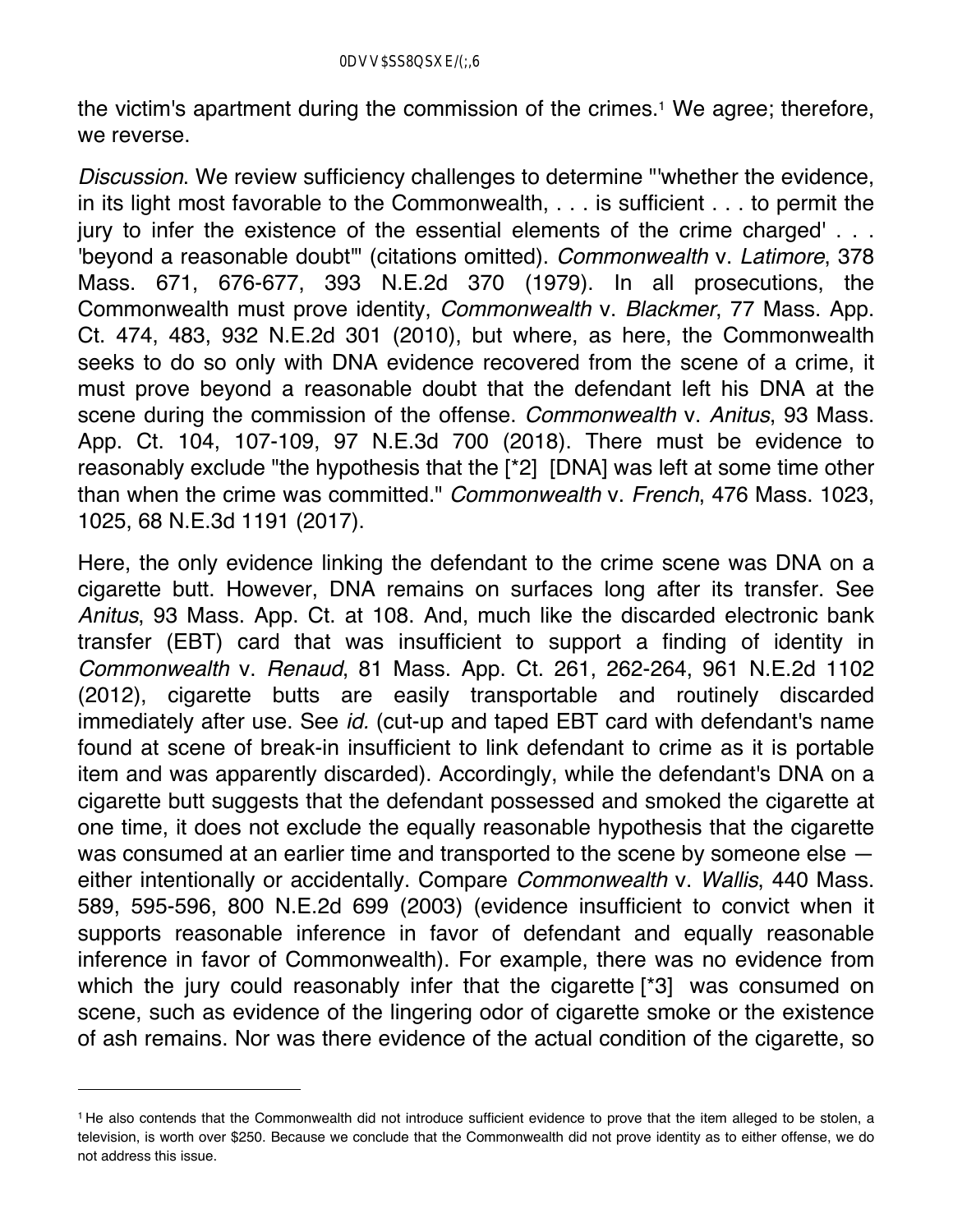the victim's apartment during the commission of the crimes.[1] We agree; therefore, we reverse.

*Discussion*. We review sufficiency challenges to determine "'whether the evidence, in its light most favorable to the Commonwealth, . . . is sufficient . . . to permit the jury to infer the existence of the essential elements of the crime charged' . . . 'beyond a reasonable doubt'" (citations omitted). *Commonwealth* v. *Latimore*, 378 Mass. 671, 676-677, 393 N.E.2d 370 (1979). In all prosecutions, the Commonwealth must prove identity, *Commonwealth* v. *Blackmer*, 77 Mass. App. Ct. 474, 483, 932 N.E.2d 301 (2010), but where, as here, the Commonwealth seeks to do so only with DNA evidence recovered from the scene of a crime, it must prove beyond a reasonable doubt that the defendant left his DNA at the scene during the commission of the offense. *Commonwealth* v. *Anitus*, 93 Mass. App. Ct. 104, 107-109, 97 N.E.3d 700 (2018). There must be evidence to reasonably exclude "the hypothesis that the [*2] [DNA] was left at some time other than when the crime was committed." *Commonwealth* v. *French*, 476 Mass. 1023, 1025, 68 N.E.3d 1191 (2017).

Here, the only evidence linking the defendant to the crime scene was DNA on a cigarette butt. However, DNA remains on surfaces long after its transfer. See *Anitus*, 93 Mass. App. Ct. at 108. And, much like the discarded electronic bank transfer (EBT) card that was insufficient to support a finding of identity in *Commonwealth* v. *Renaud*, 81 Mass. App. Ct. 261, 262-264, 961 N.E.2d 1102 (2012), cigarette butts are easily transportable and routinely discarded immediately after use. See *id.* (cut-up and taped EBT card with defendant's name found at scene of break-in insufficient to link defendant to crime as it is portable item and was apparently discarded). Accordingly, while the defendant's DNA on a cigarette butt suggests that the defendant possessed and smoked the cigarette at one time, it does not exclude the equally reasonable hypothesis that the cigarette was consumed at an earlier time and transported to the scene by someone else — either intentionally or accidentally. Compare *Commonwealth* v. *Wallis*, 440 Mass. 589, 595-596, 800 N.E.2d 699 (2003) (evidence insufficient to convict when it supports reasonable inference in favor of defendant and equally reasonable inference in favor of Commonwealth). For example, there was no evidence from which the jury could reasonably infer that the cigarette [*3] was consumed on scene, such as evidence of the lingering odor of cigarette smoke or the existence of ash remains. Nor was there evidence of the actual condition of the cigarette, so

---

[1] He also contends that the Commonwealth did not introduce sufficient evidence to prove that the item alleged to be stolen, a television, is worth over $250. Because we conclude that the Commonwealth did not prove identity as to either offense, we do not address this issue.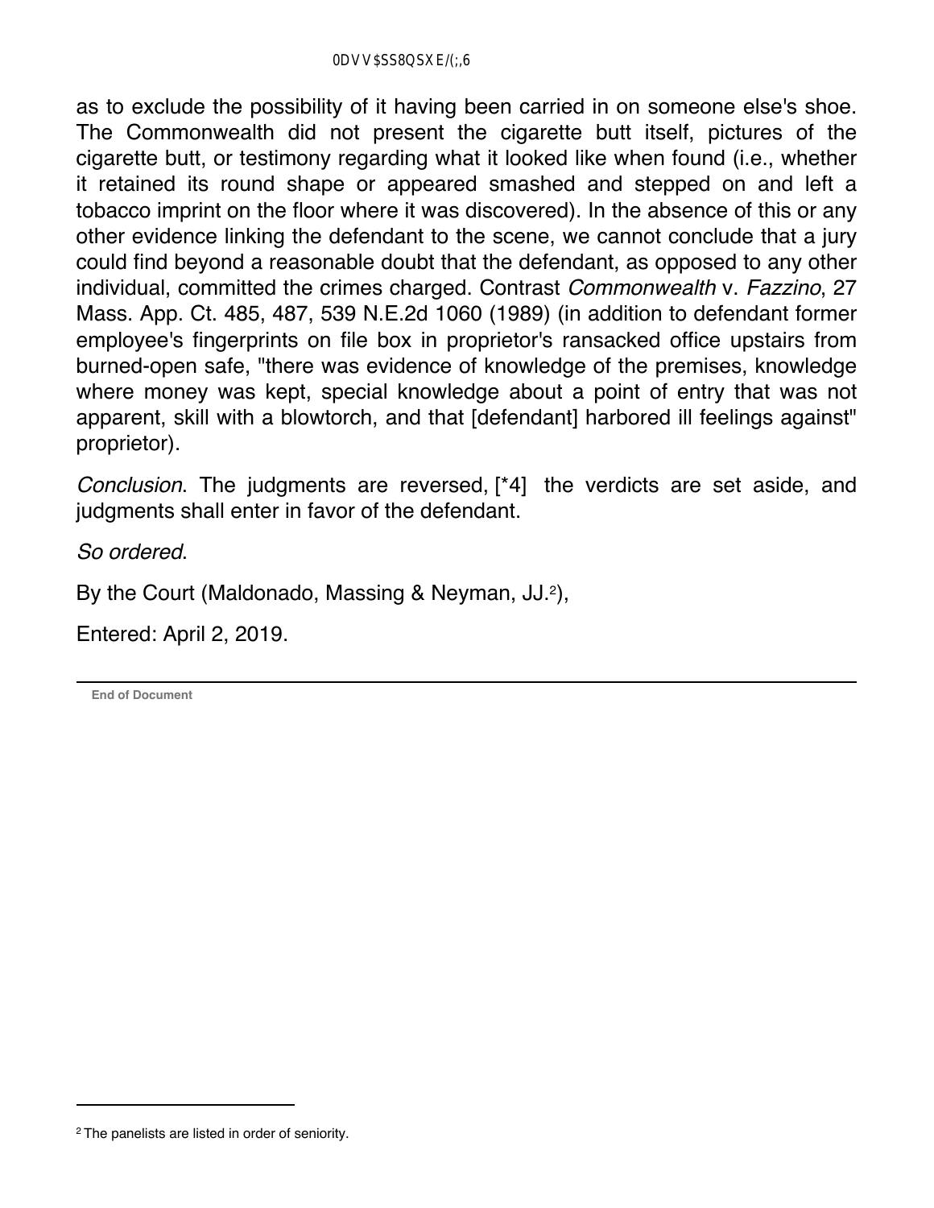as to exclude the possibility of it having been carried in on someone else's shoe. The Commonwealth did not present the cigarette butt itself, pictures of the cigarette butt, or testimony regarding what it looked like when found (i.e., whether it retained its round shape or appeared smashed and stepped on and left a tobacco imprint on the floor where it was discovered). In the absence of this or any other evidence linking the defendant to the scene, we cannot conclude that a jury could find beyond a reasonable doubt that the defendant, as opposed to any other individual, committed the crimes charged. Contrast *Commonwealth* v. *Fazzino*, 27 Mass. App. Ct. 485, 487, 539 N.E.2d 1060 (1989) (in addition to defendant former employee's fingerprints on file box in proprietor's ransacked office upstairs from burned-open safe, "there was evidence of knowledge of the premises, knowledge where money was kept, special knowledge about a point of entry that was not apparent, skill with a blowtorch, and that [defendant] harbored ill feelings against" proprietor).

*Conclusion*. The judgments are reversed, [*4] the verdicts are set aside, and judgments shall enter in favor of the defendant.

*So ordered*.

By the Court (Maldonado, Massing & Neyman, JJ.[2]),

Entered: April 2, 2019.

---

End of Document

---

[2] The panelists are listed in order of seniority.